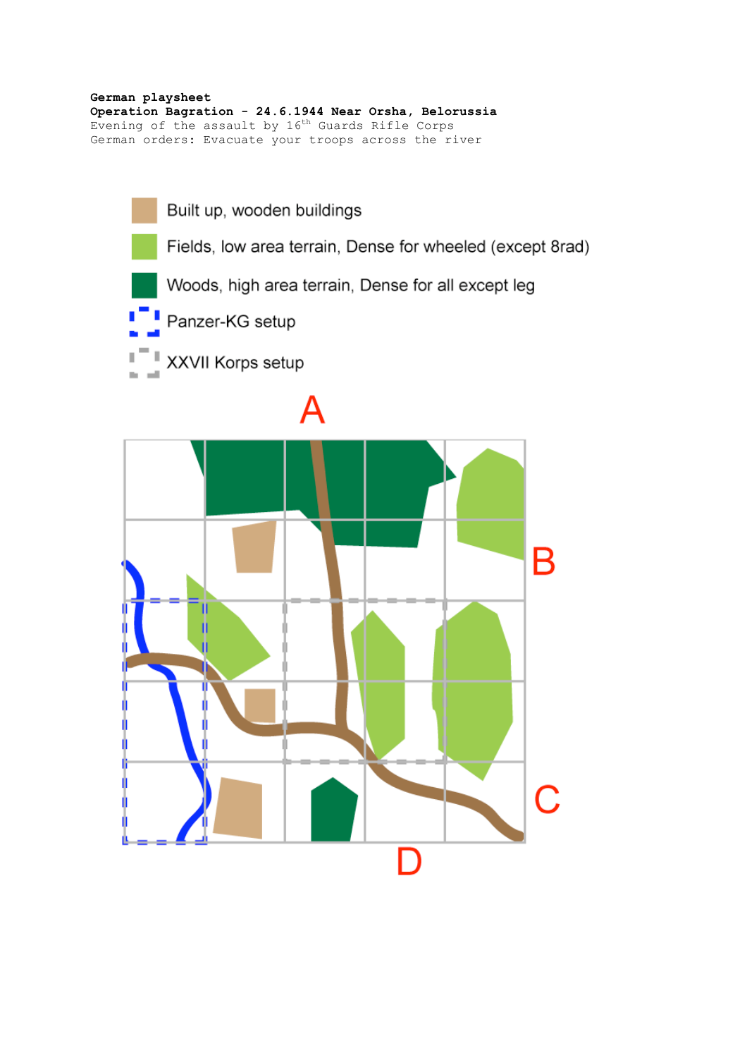**German playsheet**

**Operation Bagration - 24.6.1944 Near Orsha, Belorussia**

Evening of the assault by 16th Guards Rifle Corps

German orders: Evacuate your troops across the river

- Built up, wooden buildings
- Fields, low area terrain, Dense for wheeled (except 8rad)
- Woods, high area terrain, Dense for all except leg
- Panzer-KG setup
- XXVII Korps setup

A

B

C

D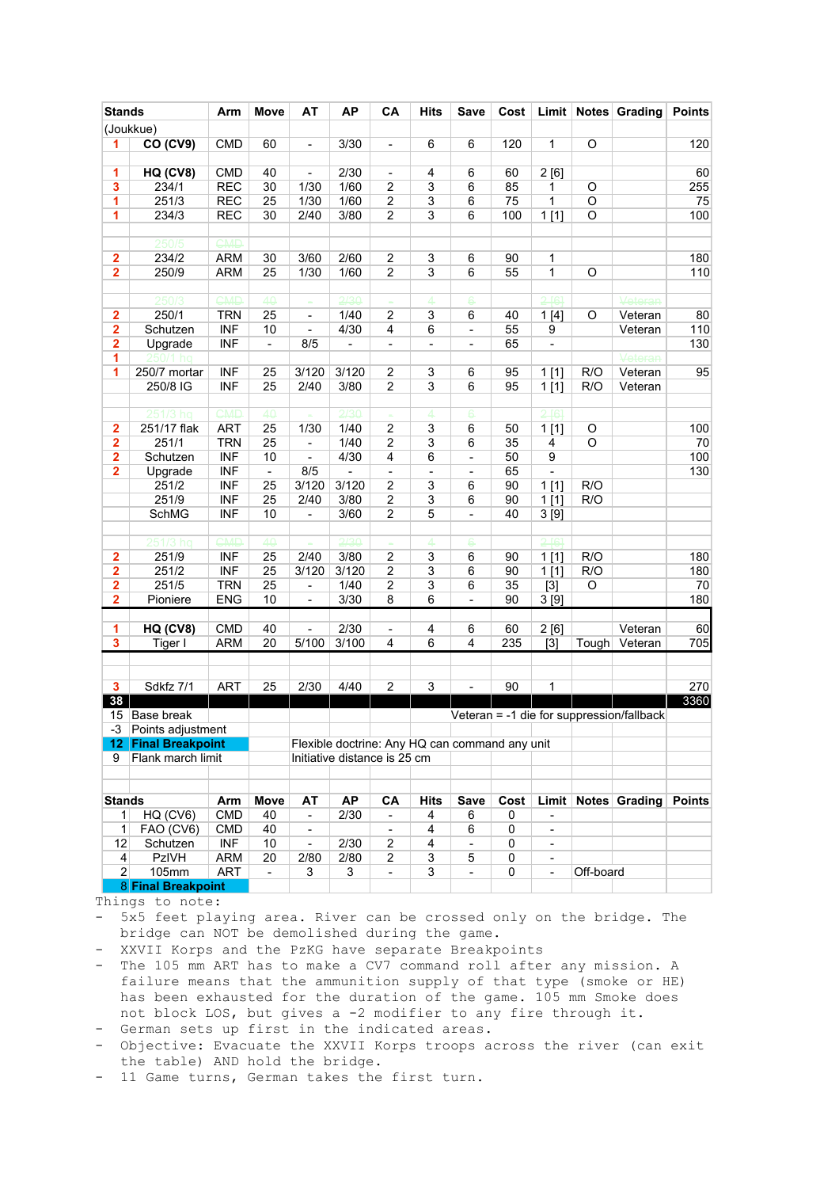| Stands | | Arm | Move | AT | AP | CA | Hits | Save | Cost | Limit | Notes | Grading | Points |
|---|---|---|---|---|---|---|---|---|---|---|---|---|---|
| (Joukkue) | | | | | | | | | | | | | |
| 1 | CO (CV9) | CMD | 60 | - | 3/30 | - | 6 | 6 | 120 | 1 | O | | 120 |
| | | | | | | | | | | | | | |
| 1 | HQ (CV8) | CMD | 40 | - | 2/30 | - | 4 | 6 | 60 | 2 [6] | | | 60 |
| 3 | 234/1 | REC | 30 | 1/30 | 1/60 | 2 | 3 | 6 | 85 | 1 | O | | 255 |
| 1 | 251/3 | REC | 25 | 1/30 | 1/60 | 2 | 3 | 6 | 75 | 1 | O | | 75 |
| 1 | 234/3 | REC | 30 | 2/40 | 3/80 | 2 | 3 | 6 | 100 | 1 [1] | O | | 100 |
| | | | | | | | | | | | | | |
| | 250/5 | CMD | | | | | | | | | | | |
| 2 | 234/2 | ARM | 30 | 3/60 | 2/60 | 2 | 3 | 6 | 90 | 1 | | | 180 |
| 2 | 250/9 | ARM | 25 | 1/30 | 1/60 | 2 | 3 | 6 | 55 | 1 | O | | 110 |
| | | | | | | | | | | | | | |
| | ~~250/3~~ | ~~CMD~~ | ~~40~~ | ~~-~~ | ~~2/30~~ | ~~-~~ | ~~4~~ | ~~6~~ | | ~~2 [6]~~ | | ~~Veteran~~ | |
| 2 | 250/1 | TRN | 25 | - | 1/40 | 2 | 3 | 6 | 40 | 1 [4] | O | Veteran | 80 |
| 2 | Schutzen | INF | 10 | - | 4/30 | 4 | 6 | - | 55 | 9 | | Veteran | 110 |
| 2 | Upgrade | INF | - | 8/5 | - | - | - | - | 65 | - | | | 130 |
| 1 | 250/1 hq | | | | | | | | | | | Veteran | |
| 1 | 250/7 mortar | INF | 25 | 3/120 | 3/120 | 2 | 3 | 6 | 95 | 1 [1] | R/O | Veteran | 95 |
| | 250/8 IG | INF | 25 | 2/40 | 3/80 | 2 | 3 | 6 | 95 | 1 [1] | R/O | Veteran | |
| | | | | | | | | | | | | | |
| | 251/3 hq | CMD | 40 | - | 2/30 | - | 4 | 6 | | 2 [6] | | | |
| 2 | 251/17 flak | ART | 25 | 1/30 | 1/40 | 2 | 3 | 6 | 50 | 1 [1] | O | | 100 |
| 2 | 251/1 | TRN | 25 | - | 1/40 | 2 | 3 | 6 | 35 | 4 | O | | 70 |
| 2 | Schutzen | INF | 10 | - | 4/30 | 4 | 6 | - | 50 | 9 | | | 100 |
| 2 | Upgrade | INF | - | 8/5 | - | - | - | - | 65 | - | | | 130 |
| | 251/2 | INF | 25 | 3/120 | 3/120 | 2 | 3 | 6 | 90 | 1 [1] | R/O | | |
| | 251/9 | INF | 25 | 2/40 | 3/80 | 2 | 3 | 6 | 90 | 1 [1] | R/O | | |
| | SchMG | INF | 10 | - | 3/60 | 2 | 5 | - | 40 | 3 [9] | | | |
| | | | | | | | | | | | | | |
| | 251/3 hq | CMD | 40 | - | 2/30 | - | 4 | 6 | | 2 [6] | | | |
| 2 | 251/9 | INF | 25 | 2/40 | 3/80 | 2 | 3 | 6 | 90 | 1 [1] | R/O | | 180 |
| 2 | 251/2 | INF | 25 | 3/120 | 3/120 | 2 | 3 | 6 | 90 | 1 [1] | R/O | | 180 |
| 2 | 251/5 | TRN | 25 | - | 1/40 | 2 | 3 | 6 | 35 | [3] | O | | 70 |
| 2 | Pioniere | ENG | 10 | - | 3/30 | 8 | 6 | - | 90 | 3 [9] | | | 180 |
| | | | | | | | | | | | | | |
| 1 | HQ (CV8) | CMD | 40 | - | 2/30 | - | 4 | 6 | 60 | 2 [6] | | Veteran | 60 |
| 3 | Tiger I | ARM | 20 | 5/100 | 3/100 | 4 | 6 | 4 | 235 | [3] | Tough | Veteran | 705 |
| | | | | | | | | | | | | | |
| 3 | Sdkfz 7/1 | ART | 25 | 2/30 | 4/40 | 2 | 3 | - | 90 | 1 | | | 270 |
| 38 | | | | | | | | | | | | | 3360 |
| 15 | Base break | | | | | | | Veteran = -1 die for suppression/fallback | | | | | |
| -3 | Points adjustment | | | | | | | | | | | | |
| 12 | Final Breakpoint | | | Flexible doctrine: Any HQ can command any unit | | | | | | | | | |
| 9 | Flank march limit | | | Initiative distance is 25 cm | | | | | | | | | |

| Stands | | Arm | Move | AT | AP | CA | Hits | Save | Cost | Limit | Notes | Grading | Points |
|---|---|---|---|---|---|---|---|---|---|---|---|---|---|
| 1 | HQ (CV6) | CMD | 40 | - | 2/30 | - | 4 | 6 | 0 | - | | | |
| 1 | FAO (CV6) | CMD | 40 | - | - | - | 4 | 6 | 0 | - | | | |
| 12 | Schutzen | INF | 10 | - | 2/30 | 2 | 4 | - | 0 | - | | | |
| 4 | PzIVH | ARM | 20 | 2/80 | 2/80 | 2 | 3 | 5 | 0 | - | | | |
| 2 | 105mm | ART | - | 3 | 3 | - | 3 | - | 0 | - | Off-board | | |
| 8 | Final Breakpoint | | | | | | | | | | | | |

Things to note:

- 5x5 feet playing area. River can be crossed only on the bridge. The bridge can NOT be demolished during the game.
- XXVII Korps and the PzKG have separate Breakpoints
- The 105 mm ART has to make a CV7 command roll after any mission. A failure means that the ammunition supply of that type (smoke or HE) has been exhausted for the duration of the game. 105 mm Smoke does not block LOS, but gives a -2 modifier to any fire through it.
- German sets up first in the indicated areas.
- Objective: Evacuate the XXVII Korps troops across the river (can exit the table) AND hold the bridge.
- 11 Game turns, German takes the first turn.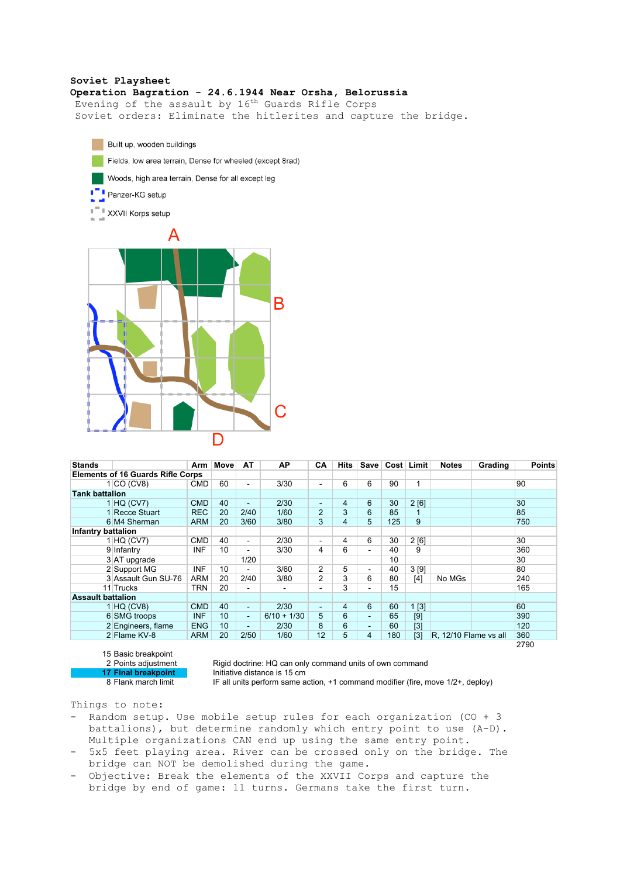**Soviet Playsheet**

**Operation Bagration - 24.6.1944 Near Orsha, Belorussia**

Evening of the assault by 16th Guards Rifle Corps

Soviet orders: Eliminate the hitlerites and capture the bridge.

Built up, wooden buildings

Fields, low area terrain, Dense for wheeled (except 8rad)

Woods, high area terrain, Dense for all except leg

Panzer-KG setup

XXVII Korps setup

A

B

C

D

| Stands | | Arm | Move | AT | AP | CA | Hits | Save | Cost | Limit | Notes | Grading | Points |
|---|---|---|---|---|---|---|---|---|---|---|---|---|---|
| **Elements of 16 Guards Rifle Corps** | | | | | | | | | | | | | |
| 1 | CO (CV8) | CMD | 60 | - | 3/30 | - | 6 | 6 | 90 | 1 | | | 90 |
| **Tank battalion** | | | | | | | | | | | | | |
| 1 | HQ (CV7) | CMD | 40 | - | 2/30 | - | 4 | 6 | 30 | 2 [6] | | | 30 |
| 1 | Recce Stuart | REC | 20 | 2/40 | 1/60 | 2 | 3 | 6 | 85 | 1 | | | 85 |
| 6 | M4 Sherman | ARM | 20 | 3/60 | 3/80 | 3 | 4 | 5 | 125 | 9 | | | 750 |
| **Infantry battalion** | | | | | | | | | | | | | |
| 1 | HQ (CV7) | CMD | 40 | - | 2/30 | - | 4 | 6 | 30 | 2 [6] | | | 30 |
| 9 | Infantry | INF | 10 | - | 3/30 | 4 | 6 | - | 40 | 9 | | | 360 |
| 3 | AT upgrade | | | 1/20 | | | | | 10 | | | | 30 |
| 2 | Support MG | INF | 10 | - | 3/60 | 2 | 5 | - | 40 | 3 [9] | | | 80 |
| 3 | Assault Gun SU-76 | ARM | 20 | 2/40 | 3/80 | 2 | 3 | 6 | 80 | [4] | No MGs | | 240 |
| 11 | Trucks | TRN | 20 | - | - | - | 3 | - | 15 | | | | 165 |
| **Assault battalion** | | | | | | | | | | | | | |
| 1 | HQ (CV8) | CMD | 40 | - | 2/30 | - | 4 | 6 | 60 | 1 [3] | | | 60 |
| 6 | SMG troops | INF | 10 | - | 6/10 + 1/30 | 5 | 6 | - | 65 | [9] | | | 390 |
| 2 | Engineers, flame | ENG | 10 | - | 2/30 | 8 | 6 | - | 60 | [3] | | | 120 |
| 2 | Flame KV-8 | ARM | 20 | 2/50 | 1/60 | 12 | 5 | 4 | 180 | [3] | R, 12/10 Flame vs all | | 360 |
| | | | | | | | | | | | | | 2790 |

| | | |
|---|---|---|
| 15 | Basic breakpoint | |
| 2 | Points adjustment | Rigid doctrine: HQ can only command units of own command |
| **17** | **Final breakpoint** | Initiative distance is 15 cm |
| 8 | Flank march limit | IF all units perform same action, +1 command modifier (fire, move 1/2+, deploy) |

Things to note:

- Random setup. Use mobile setup rules for each organization (CO + 3 battalions), but determine randomly which entry point to use (A-D). Multiple organizations CAN end up using the same entry point.
- 5x5 feet playing area. River can be crossed only on the bridge. The bridge can NOT be demolished during the game.
- Objective: Break the elements of the XXVII Corps and capture the bridge by end of game: 11 turns. Germans take the first turn.